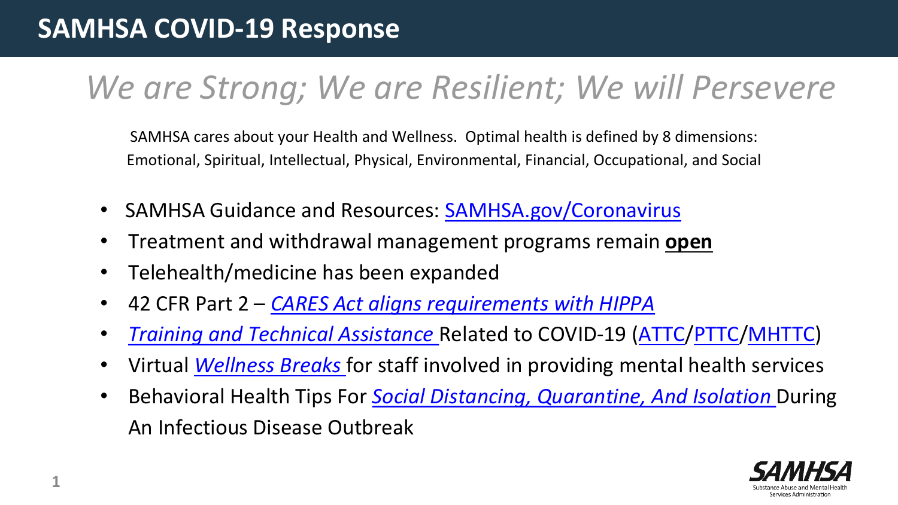# SAMHSA COVID-19 Response

## *We are Strong; We are Resilient; We will Persevere*

SAMHSA cares about your Health and Wellness. Optimal health is defined by 8 dimensions: Emotional, Spiritual, Intellectual, Physical, Environmental, Financial, Occupational, and Social

- SAMHSA Guidance and Resources: SAMHSA.gov/Coronavirus
- Treatment and withdrawal management programs remain **open**
- Telehealth/medicine has been expanded
- 42 CFR Part 2 – *CARES Act aligns requirements with HIPPA*
- *Training and Technical Assistance* Related to COVID-19 (ATTC/PTTC/MHTTC)
- Virtual *Wellness Breaks* for staff involved in providing mental health services
- Behavioral Health Tips For *Social Distancing, Quarantine, And Isolation* During An Infectious Disease Outbreak

SAMHSA
Substance Abuse and Mental Health Services Administration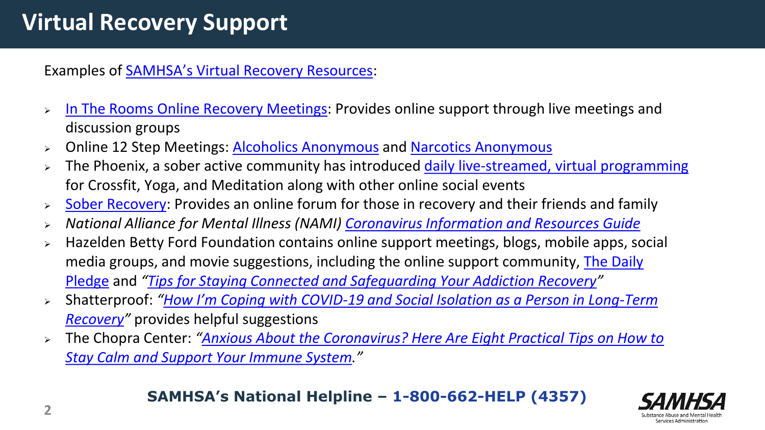# Virtual Recovery Support

Examples of SAMHSA's Virtual Recovery Resources:

- In The Rooms Online Recovery Meetings: Provides online support through live meetings and discussion groups
- Online 12 Step Meetings: Alcoholics Anonymous and Narcotics Anonymous
- The Phoenix, a sober active community has introduced daily live-streamed, virtual programming for Crossfit, Yoga, and Meditation along with other online social events
- Sober Recovery: Provides an online forum for those in recovery and their friends and family
- *National Alliance for Mental Illness (NAMI) Coronavirus Information and Resources Guide*
- Hazelden Betty Ford Foundation contains online support meetings, blogs, mobile apps, social media groups, and movie suggestions, including the online support community, The Daily Pledge and *"Tips for Staying Connected and Safeguarding Your Addiction Recovery"*
- Shatterproof: *"How I'm Coping with COVID-19 and Social Isolation as a Person in Long-Term Recovery"* provides helpful suggestions
- The Chopra Center: *"Anxious About the Coronavirus? Here Are Eight Practical Tips on How to Stay Calm and Support Your Immune System."*

**SAMHSA's National Helpline – 1-800-662-HELP (4357)**

SAMHSA
Substance Abuse and Mental Health Services Administration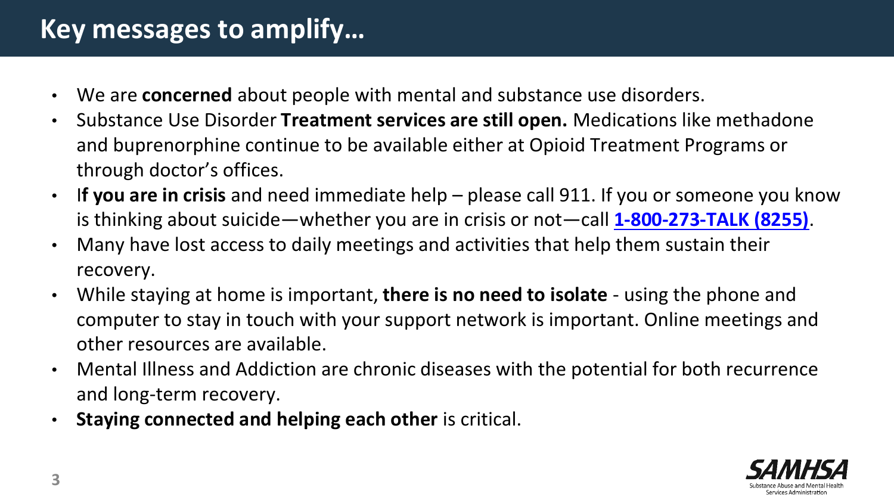# Key messages to amplify…

- We are **concerned** about people with mental and substance use disorders.
- Substance Use Disorder **Treatment services are still open.** Medications like methadone and buprenorphine continue to be available either at Opioid Treatment Programs or through doctor's offices.
- I**f you are in crisis** and need immediate help – please call 911. If you or someone you know is thinking about suicide—whether you are in crisis or not—call **1-800-273-TALK (8255)**.
- Many have lost access to daily meetings and activities that help them sustain their recovery.
- While staying at home is important, **there is no need to isolate** - using the phone and computer to stay in touch with your support network is important. Online meetings and other resources are available.
- Mental Illness and Addiction are chronic diseases with the potential for both recurrence and long-term recovery.
- **Staying connected and helping each other** is critical.

SAMHSA
Substance Abuse and Mental Health Services Administration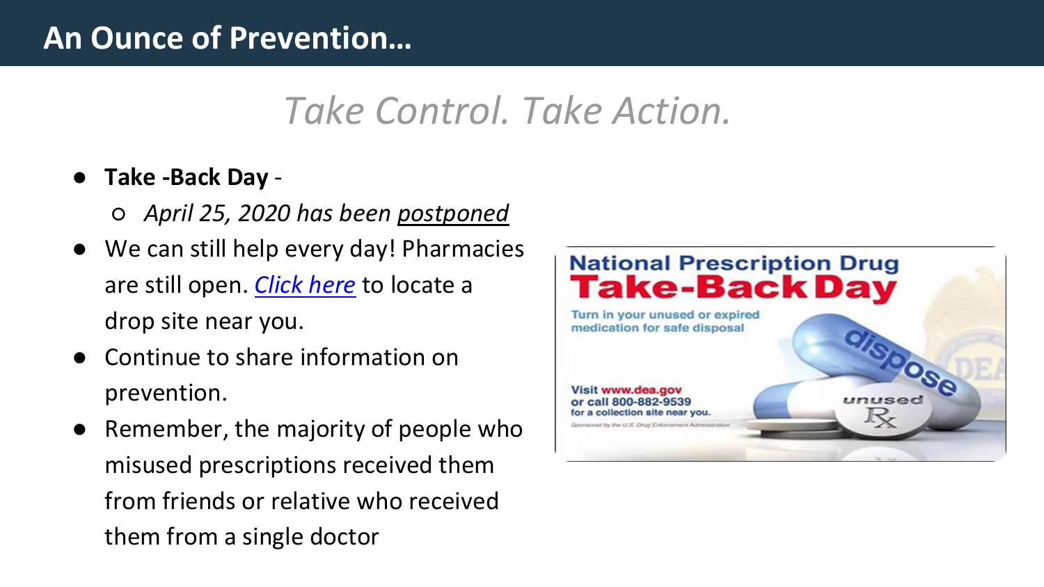# An Ounce of Prevention…

## *Take Control. Take Action.*

- **Take -Back Day** -
  - *April 25, 2020 has been postponed*
- We can still help every day! Pharmacies are still open. *Click here* to locate a drop site near you.
- Continue to share information on prevention.
- Remember, the majority of people who misused prescriptions received them from friends or relative who received them from a single doctor

National Prescription Drug
**Take-Back Day**

Turn in your unused or expired medication for safe disposal

Visit www.dea.gov
or call 800-882-9539
for a collection site near you.

Sponsored by the U.S. Drug Enforcement Administration

dispose

unused

Rx